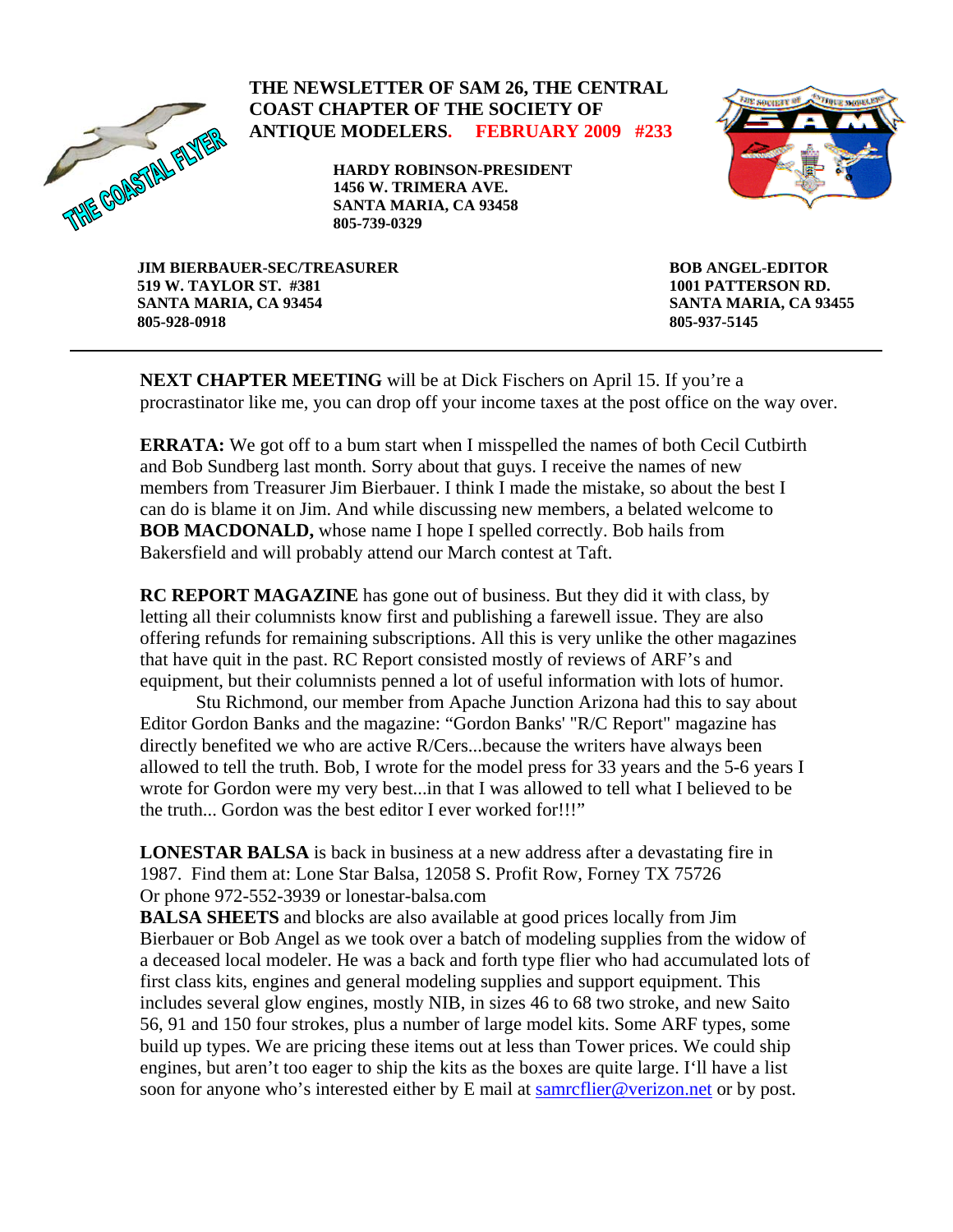# THE NEWSLETTER OF SAM 26, THE CENTRAL COAST CHAPTER OF THE SOCIETY OF ANTIQUE MODELERS. FEBRUARY 2009 #233

THE COASTAL FLYER

**HARDY ROBINSON-PRESIDENT**
**1456 W. TRIMERA AVE.**
**SANTA MARIA, CA 93458**
**805-739-0329**

**JIM BIERBAUER-SEC/TREASURER**
**519 W. TAYLOR ST. #381**
**SANTA MARIA, CA 93454**
**805-928-0918**

**BOB ANGEL-EDITOR**
**1001 PATTERSON RD.**
**SANTA MARIA, CA 93455**
**805-937-5145**

---

**NEXT CHAPTER MEETING** will be at Dick Fischers on April 15. If you're a procrastinator like me, you can drop off your income taxes at the post office on the way over.

**ERRATA:** We got off to a bum start when I misspelled the names of both Cecil Cutbirth and Bob Sundberg last month. Sorry about that guys. I receive the names of new members from Treasurer Jim Bierbauer. I think I made the mistake, so about the best I can do is blame it on Jim. And while discussing new members, a belated welcome to **BOB MACDONALD,** whose name I hope I spelled correctly. Bob hails from Bakersfield and will probably attend our March contest at Taft.

**RC REPORT MAGAZINE** has gone out of business. But they did it with class, by letting all their columnists know first and publishing a farewell issue. They are also offering refunds for remaining subscriptions. All this is very unlike the other magazines that have quit in the past. RC Report consisted mostly of reviews of ARF's and equipment, but their columnists penned a lot of useful information with lots of humor.

Stu Richmond, our member from Apache Junction Arizona had this to say about Editor Gordon Banks and the magazine: "Gordon Banks' "R/C Report" magazine has directly benefited we who are active R/Cers...because the writers have always been allowed to tell the truth. Bob, I wrote for the model press for 33 years and the 5-6 years I wrote for Gordon were my very best...in that I was allowed to tell what I believed to be the truth... Gordon was the best editor I ever worked for!!!"

**LONESTAR BALSA** is back in business at a new address after a devastating fire in 1987. Find them at: Lone Star Balsa, 12058 S. Profit Row, Forney TX 75726
Or phone 972-552-3939 or lonestar-balsa.com

**BALSA SHEETS** and blocks are also available at good prices locally from Jim Bierbauer or Bob Angel as we took over a batch of modeling supplies from the widow of a deceased local modeler. He was a back and forth type flier who had accumulated lots of first class kits, engines and general modeling supplies and support equipment. This includes several glow engines, mostly NIB, in sizes 46 to 68 two stroke, and new Saito 56, 91 and 150 four strokes, plus a number of large model kits. Some ARF types, some build up types. We are pricing these items out at less than Tower prices. We could ship engines, but aren't too eager to ship the kits as the boxes are quite large. I'll have a list soon for anyone who's interested either by E mail at samrcflier@verizon.net or by post.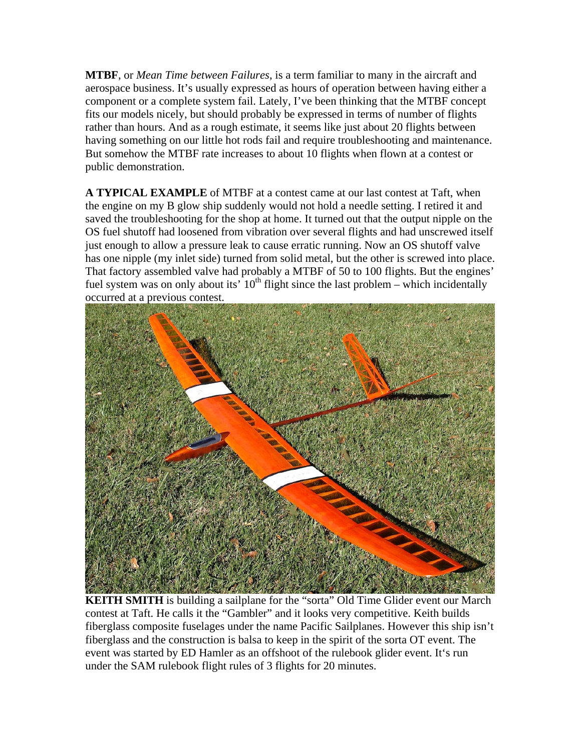**MTBF**, or *Mean Time between Failures*, is a term familiar to many in the aircraft and aerospace business. It's usually expressed as hours of operation between having either a component or a complete system fail. Lately, I've been thinking that the MTBF concept fits our models nicely, but should probably be expressed in terms of number of flights rather than hours. And as a rough estimate, it seems like just about 20 flights between having something on our little hot rods fail and require troubleshooting and maintenance. But somehow the MTBF rate increases to about 10 flights when flown at a contest or public demonstration.

**A TYPICAL EXAMPLE** of MTBF at a contest came at our last contest at Taft, when the engine on my B glow ship suddenly would not hold a needle setting. I retired it and saved the troubleshooting for the shop at home. It turned out that the output nipple on the OS fuel shutoff had loosened from vibration over several flights and had unscrewed itself just enough to allow a pressure leak to cause erratic running. Now an OS shutoff valve has one nipple (my inlet side) turned from solid metal, but the other is screwed into place. That factory assembled valve had probably a MTBF of 50 to 100 flights. But the engines' fuel system was on only about its' 10th flight since the last problem – which incidentally occurred at a previous contest.

**KEITH SMITH** is building a sailplane for the "sorta" Old Time Glider event our March contest at Taft. He calls it the "Gambler" and it looks very competitive. Keith builds fiberglass composite fuselages under the name Pacific Sailplanes. However this ship isn't fiberglass and the construction is balsa to keep in the spirit of the sorta OT event. The event was started by ED Hamler as an offshoot of the rulebook glider event. It's run under the SAM rulebook flight rules of 3 flights for 20 minutes.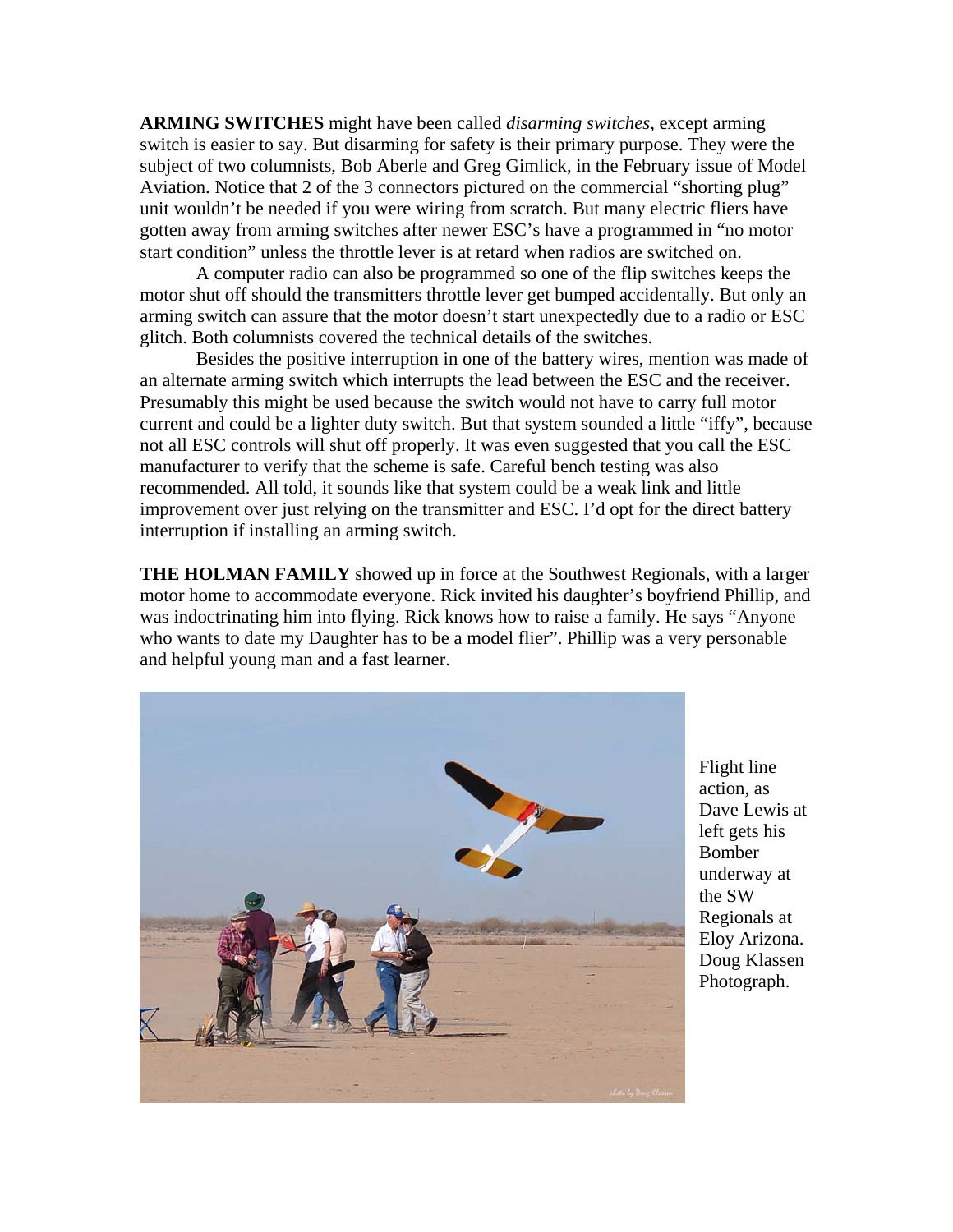**ARMING SWITCHES** might have been called *disarming switches*, except arming switch is easier to say. But disarming for safety is their primary purpose. They were the subject of two columnists, Bob Aberle and Greg Gimlick, in the February issue of Model Aviation. Notice that 2 of the 3 connectors pictured on the commercial "shorting plug" unit wouldn't be needed if you were wiring from scratch. But many electric fliers have gotten away from arming switches after newer ESC's have a programmed in "no motor start condition" unless the throttle lever is at retard when radios are switched on.

A computer radio can also be programmed so one of the flip switches keeps the motor shut off should the transmitters throttle lever get bumped accidentally. But only an arming switch can assure that the motor doesn't start unexpectedly due to a radio or ESC glitch. Both columnists covered the technical details of the switches.

Besides the positive interruption in one of the battery wires, mention was made of an alternate arming switch which interrupts the lead between the ESC and the receiver. Presumably this might be used because the switch would not have to carry full motor current and could be a lighter duty switch. But that system sounded a little "iffy", because not all ESC controls will shut off properly. It was even suggested that you call the ESC manufacturer to verify that the scheme is safe. Careful bench testing was also recommended. All told, it sounds like that system could be a weak link and little improvement over just relying on the transmitter and ESC. I'd opt for the direct battery interruption if installing an arming switch.

**THE HOLMAN FAMILY** showed up in force at the Southwest Regionals, with a larger motor home to accommodate everyone. Rick invited his daughter's boyfriend Phillip, and was indoctrinating him into flying. Rick knows how to raise a family. He says "Anyone who wants to date my Daughter has to be a model flier". Phillip was a very personable and helpful young man and a fast learner.

Flight line action, as Dave Lewis at left gets his Bomber underway at the SW Regionals at Eloy Arizona. Doug Klassen Photograph.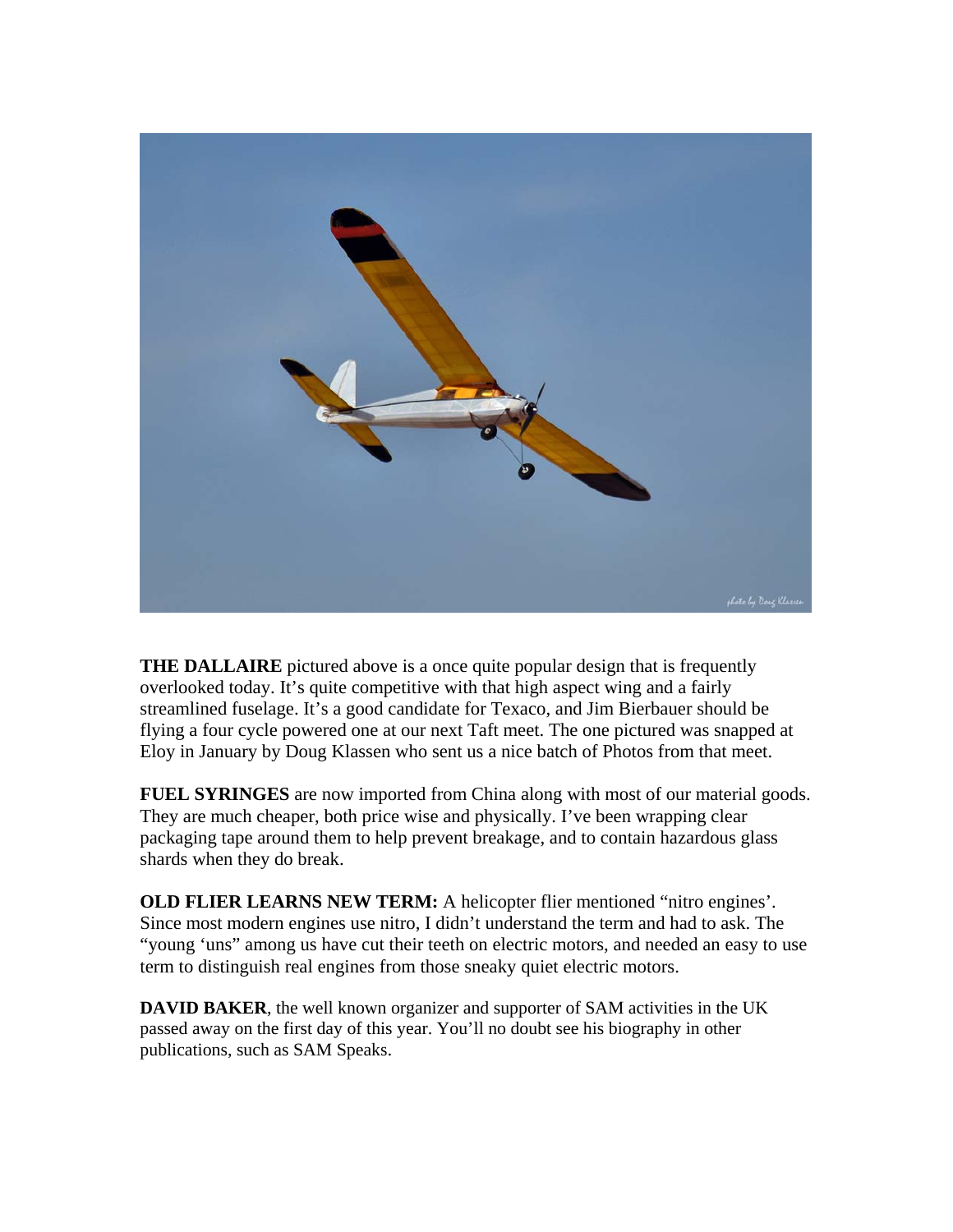**THE DALLAIRE** pictured above is a once quite popular design that is frequently overlooked today. It's quite competitive with that high aspect wing and a fairly streamlined fuselage. It's a good candidate for Texaco, and Jim Bierbauer should be flying a four cycle powered one at our next Taft meet. The one pictured was snapped at Eloy in January by Doug Klassen who sent us a nice batch of Photos from that meet.

**FUEL SYRINGES** are now imported from China along with most of our material goods. They are much cheaper, both price wise and physically. I've been wrapping clear packaging tape around them to help prevent breakage, and to contain hazardous glass shards when they do break.

**OLD FLIER LEARNS NEW TERM:** A helicopter flier mentioned "nitro engines'. Since most modern engines use nitro, I didn't understand the term and had to ask. The "young 'uns" among us have cut their teeth on electric motors, and needed an easy to use term to distinguish real engines from those sneaky quiet electric motors.

**DAVID BAKER**, the well known organizer and supporter of SAM activities in the UK passed away on the first day of this year. You'll no doubt see his biography in other publications, such as SAM Speaks.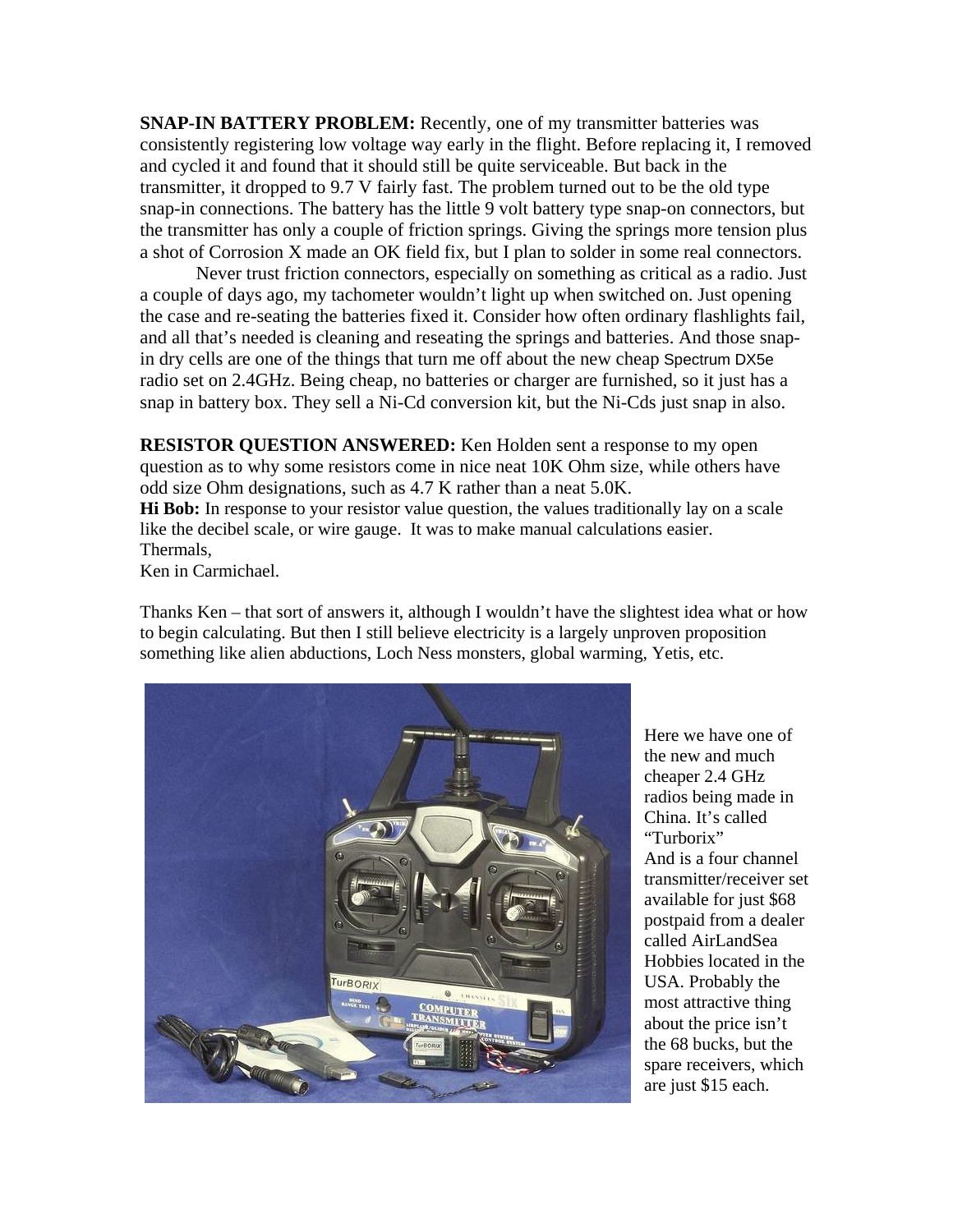**SNAP-IN BATTERY PROBLEM:** Recently, one of my transmitter batteries was consistently registering low voltage way early in the flight. Before replacing it, I removed and cycled it and found that it should still be quite serviceable. But back in the transmitter, it dropped to 9.7 V fairly fast. The problem turned out to be the old type snap-in connections. The battery has the little 9 volt battery type snap-on connectors, but the transmitter has only a couple of friction springs. Giving the springs more tension plus a shot of Corrosion X made an OK field fix, but I plan to solder in some real connectors.

Never trust friction connectors, especially on something as critical as a radio. Just a couple of days ago, my tachometer wouldn't light up when switched on. Just opening the case and re-seating the batteries fixed it. Consider how often ordinary flashlights fail, and all that's needed is cleaning and reseating the springs and batteries. And those snap-in dry cells are one of the things that turn me off about the new cheap Spectrum DX5e radio set on 2.4GHz. Being cheap, no batteries or charger are furnished, so it just has a snap in battery box. They sell a Ni-Cd conversion kit, but the Ni-Cds just snap in also.

**RESISTOR QUESTION ANSWERED:** Ken Holden sent a response to my open question as to why some resistors come in nice neat 10K Ohm size, while others have odd size Ohm designations, such as 4.7 K rather than a neat 5.0K.

**Hi Bob:** In response to your resistor value question, the values traditionally lay on a scale like the decibel scale, or wire gauge. It was to make manual calculations easier.
Thermals,
Ken in Carmichael.

Thanks Ken – that sort of answers it, although I wouldn't have the slightest idea what or how to begin calculating. But then I still believe electricity is a largely unproven proposition something like alien abductions, Loch Ness monsters, global warming, Yetis, etc.

Here we have one of the new and much cheaper 2.4 GHz radios being made in China. It's called "Turborix" And is a four channel transmitter/receiver set available for just $68 postpaid from a dealer called AirLandSea Hobbies located in the USA. Probably the most attractive thing about the price isn't the 68 bucks, but the spare receivers, which are just $15 each.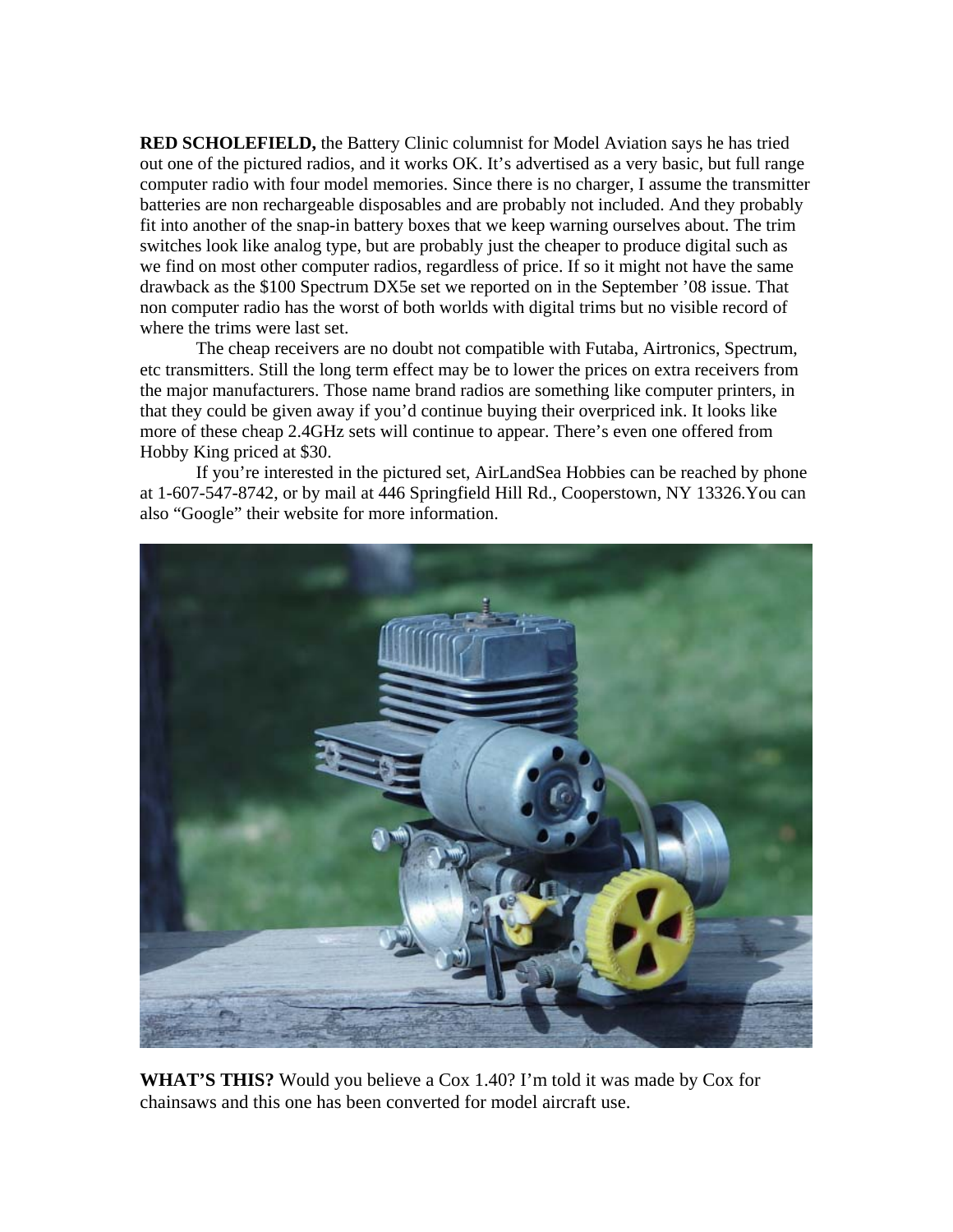**RED SCHOLEFIELD,** the Battery Clinic columnist for Model Aviation says he has tried out one of the pictured radios, and it works OK. It's advertised as a very basic, but full range computer radio with four model memories. Since there is no charger, I assume the transmitter batteries are non rechargeable disposables and are probably not included. And they probably fit into another of the snap-in battery boxes that we keep warning ourselves about. The trim switches look like analog type, but are probably just the cheaper to produce digital such as we find on most other computer radios, regardless of price. If so it might not have the same drawback as the $100 Spectrum DX5e set we reported on in the September '08 issue. That non computer radio has the worst of both worlds with digital trims but no visible record of where the trims were last set.

The cheap receivers are no doubt not compatible with Futaba, Airtronics, Spectrum, etc transmitters. Still the long term effect may be to lower the prices on extra receivers from the major manufacturers. Those name brand radios are something like computer printers, in that they could be given away if you'd continue buying their overpriced ink. It looks like more of these cheap 2.4GHz sets will continue to appear. There's even one offered from Hobby King priced at $30.

If you're interested in the pictured set, AirLandSea Hobbies can be reached by phone at 1-607-547-8742, or by mail at 446 Springfield Hill Rd., Cooperstown, NY 13326.You can also "Google" their website for more information.

**WHAT'S THIS?** Would you believe a Cox 1.40? I'm told it was made by Cox for chainsaws and this one has been converted for model aircraft use.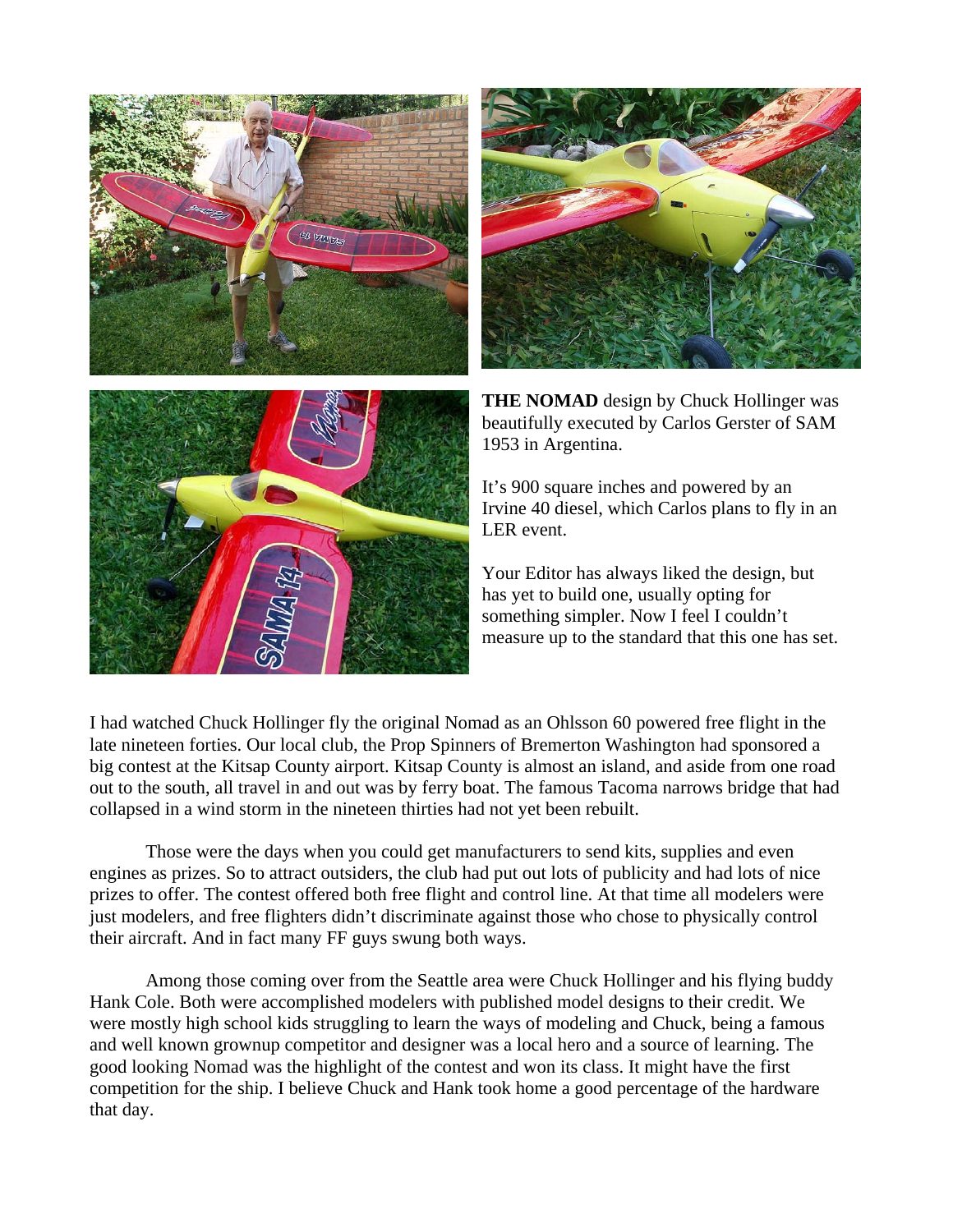**THE NOMAD** design by Chuck Hollinger was beautifully executed by Carlos Gerster of SAM 1953 in Argentina.

It's 900 square inches and powered by an Irvine 40 diesel, which Carlos plans to fly in an LER event.

Your Editor has always liked the design, but has yet to build one, usually opting for something simpler. Now I feel I couldn't measure up to the standard that this one has set.

I had watched Chuck Hollinger fly the original Nomad as an Ohlsson 60 powered free flight in the late nineteen forties. Our local club, the Prop Spinners of Bremerton Washington had sponsored a big contest at the Kitsap County airport. Kitsap County is almost an island, and aside from one road out to the south, all travel in and out was by ferry boat. The famous Tacoma narrows bridge that had collapsed in a wind storm in the nineteen thirties had not yet been rebuilt.

Those were the days when you could get manufacturers to send kits, supplies and even engines as prizes. So to attract outsiders, the club had put out lots of publicity and had lots of nice prizes to offer. The contest offered both free flight and control line. At that time all modelers were just modelers, and free flighters didn't discriminate against those who chose to physically control their aircraft. And in fact many FF guys swung both ways.

Among those coming over from the Seattle area were Chuck Hollinger and his flying buddy Hank Cole. Both were accomplished modelers with published model designs to their credit. We were mostly high school kids struggling to learn the ways of modeling and Chuck, being a famous and well known grownup competitor and designer was a local hero and a source of learning. The good looking Nomad was the highlight of the contest and won its class. It might have the first competition for the ship. I believe Chuck and Hank took home a good percentage of the hardware that day.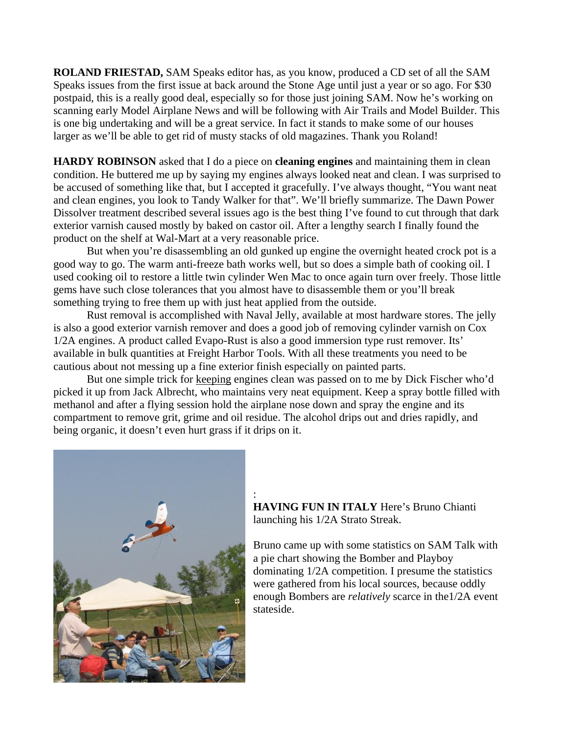**ROLAND FRIESTAD,** SAM Speaks editor has, as you know, produced a CD set of all the SAM Speaks issues from the first issue at back around the Stone Age until just a year or so ago. For $30 postpaid, this is a really good deal, especially so for those just joining SAM. Now he's working on scanning early Model Airplane News and will be following with Air Trails and Model Builder. This is one big undertaking and will be a great service. In fact it stands to make some of our houses larger as we'll be able to get rid of musty stacks of old magazines. Thank you Roland!

**HARDY ROBINSON** asked that I do a piece on **cleaning engines** and maintaining them in clean condition. He buttered me up by saying my engines always looked neat and clean. I was surprised to be accused of something like that, but I accepted it gracefully. I've always thought, "You want neat and clean engines, you look to Tandy Walker for that". We'll briefly summarize. The Dawn Power Dissolver treatment described several issues ago is the best thing I've found to cut through that dark exterior varnish caused mostly by baked on castor oil. After a lengthy search I finally found the product on the shelf at Wal-Mart at a very reasonable price.

But when you're disassembling an old gunked up engine the overnight heated crock pot is a good way to go. The warm anti-freeze bath works well, but so does a simple bath of cooking oil. I used cooking oil to restore a little twin cylinder Wen Mac to once again turn over freely. Those little gems have such close tolerances that you almost have to disassemble them or you'll break something trying to free them up with just heat applied from the outside.

Rust removal is accomplished with Naval Jelly, available at most hardware stores. The jelly is also a good exterior varnish remover and does a good job of removing cylinder varnish on Cox 1/2A engines. A product called Evapo-Rust is also a good immersion type rust remover. Its' available in bulk quantities at Freight Harbor Tools. With all these treatments you need to be cautious about not messing up a fine exterior finish especially on painted parts.

But one simple trick for keeping engines clean was passed on to me by Dick Fischer who'd picked it up from Jack Albrecht, who maintains very neat equipment. Keep a spray bottle filled with methanol and after a flying session hold the airplane nose down and spray the engine and its compartment to remove grit, grime and oil residue. The alcohol drips out and dries rapidly, and being organic, it doesn't even hurt grass if it drips on it.

:
**HAVING FUN IN ITALY** Here's Bruno Chianti launching his 1/2A Strato Streak.

Bruno came up with some statistics on SAM Talk with a pie chart showing the Bomber and Playboy dominating 1/2A competition. I presume the statistics were gathered from his local sources, because oddly enough Bombers are *relatively* scarce in the1/2A event stateside.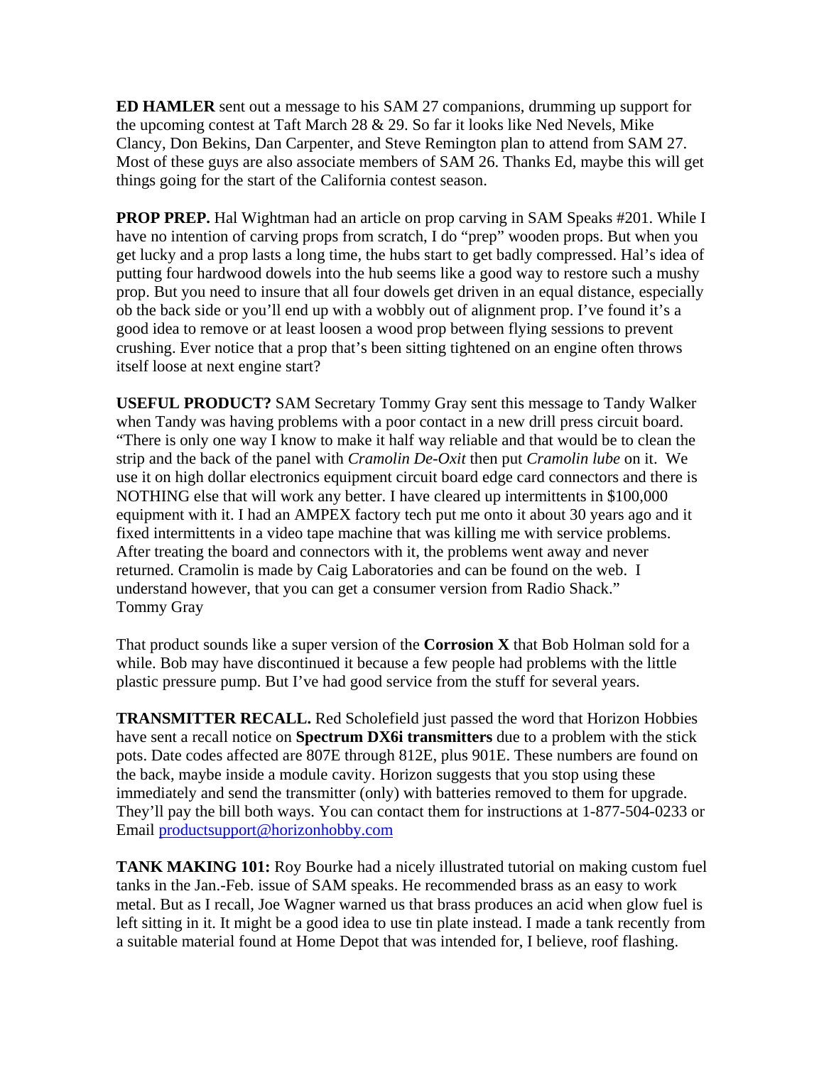**ED HAMLER** sent out a message to his SAM 27 companions, drumming up support for the upcoming contest at Taft March 28 & 29. So far it looks like Ned Nevels, Mike Clancy, Don Bekins, Dan Carpenter, and Steve Remington plan to attend from SAM 27. Most of these guys are also associate members of SAM 26. Thanks Ed, maybe this will get things going for the start of the California contest season.

**PROP PREP.** Hal Wightman had an article on prop carving in SAM Speaks #201. While I have no intention of carving props from scratch, I do "prep" wooden props. But when you get lucky and a prop lasts a long time, the hubs start to get badly compressed. Hal's idea of putting four hardwood dowels into the hub seems like a good way to restore such a mushy prop. But you need to insure that all four dowels get driven in an equal distance, especially ob the back side or you'll end up with a wobbly out of alignment prop. I've found it's a good idea to remove or at least loosen a wood prop between flying sessions to prevent crushing. Ever notice that a prop that's been sitting tightened on an engine often throws itself loose at next engine start?

**USEFUL PRODUCT?** SAM Secretary Tommy Gray sent this message to Tandy Walker when Tandy was having problems with a poor contact in a new drill press circuit board. "There is only one way I know to make it half way reliable and that would be to clean the strip and the back of the panel with *Cramolin De-Oxit* then put *Cramolin lube* on it. We use it on high dollar electronics equipment circuit board edge card connectors and there is NOTHING else that will work any better. I have cleared up intermittents in $100,000 equipment with it. I had an AMPEX factory tech put me onto it about 30 years ago and it fixed intermittents in a video tape machine that was killing me with service problems. After treating the board and connectors with it, the problems went away and never returned. Cramolin is made by Caig Laboratories and can be found on the web. I understand however, that you can get a consumer version from Radio Shack."
Tommy Gray

That product sounds like a super version of the **Corrosion X** that Bob Holman sold for a while. Bob may have discontinued it because a few people had problems with the little plastic pressure pump. But I've had good service from the stuff for several years.

**TRANSMITTER RECALL.** Red Scholefield just passed the word that Horizon Hobbies have sent a recall notice on **Spectrum DX6i transmitters** due to a problem with the stick pots. Date codes affected are 807E through 812E, plus 901E. These numbers are found on the back, maybe inside a module cavity. Horizon suggests that you stop using these immediately and send the transmitter (only) with batteries removed to them for upgrade. They'll pay the bill both ways. You can contact them for instructions at 1-877-504-0233 or Email productsupport@horizonhobby.com

**TANK MAKING 101:** Roy Bourke had a nicely illustrated tutorial on making custom fuel tanks in the Jan.-Feb. issue of SAM speaks. He recommended brass as an easy to work metal. But as I recall, Joe Wagner warned us that brass produces an acid when glow fuel is left sitting in it. It might be a good idea to use tin plate instead. I made a tank recently from a suitable material found at Home Depot that was intended for, I believe, roof flashing.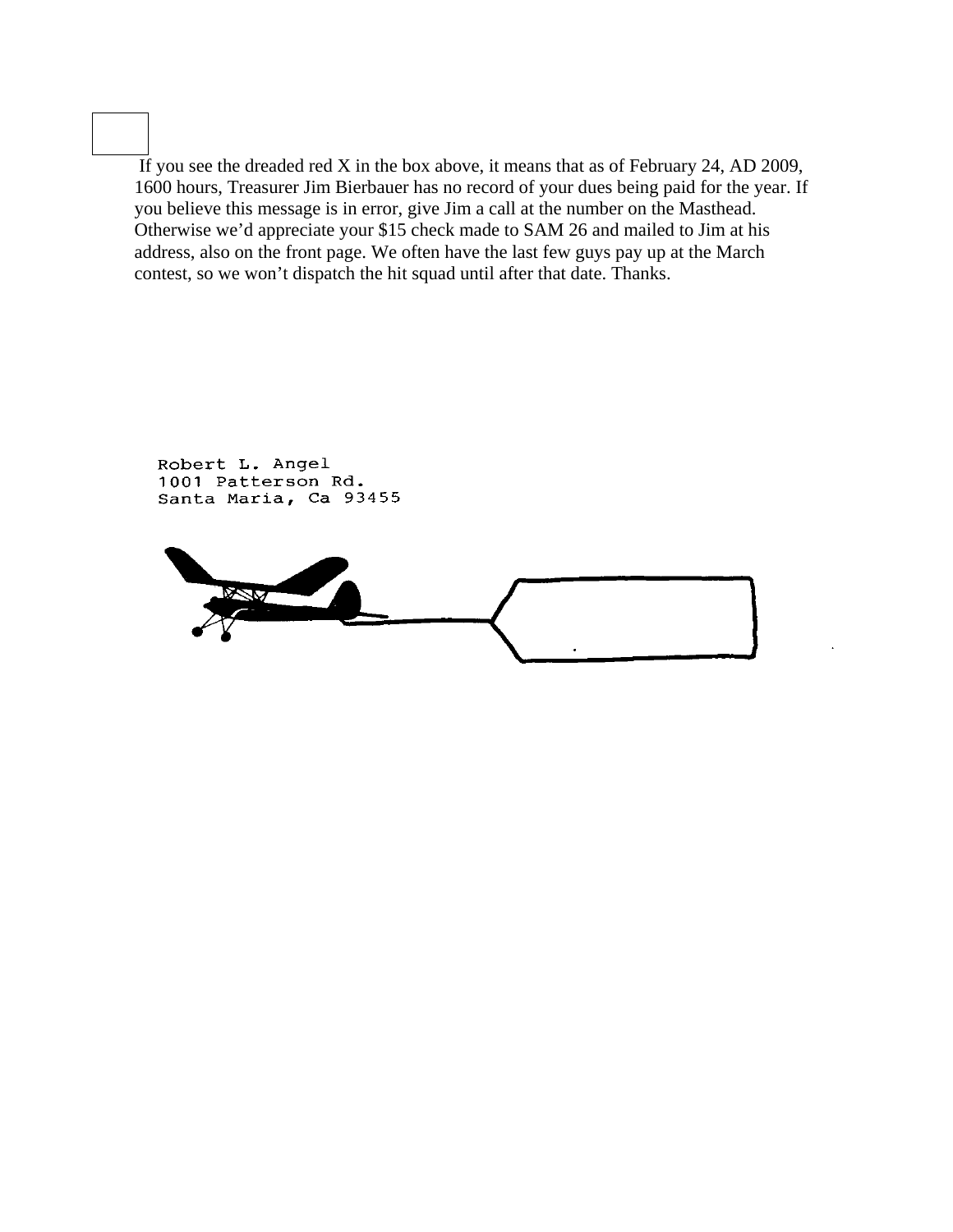If you see the dreaded red X in the box above, it means that as of February 24, AD 2009, 1600 hours, Treasurer Jim Bierbauer has no record of your dues being paid for the year. If you believe this message is in error, give Jim a call at the number on the Masthead. Otherwise we'd appreciate your $15 check made to SAM 26 and mailed to Jim at his address, also on the front page. We often have the last few guys pay up at the March contest, so we won't dispatch the hit squad until after that date. Thanks.

Robert L. Angel
1001 Patterson Rd.
Santa Maria, Ca 93455